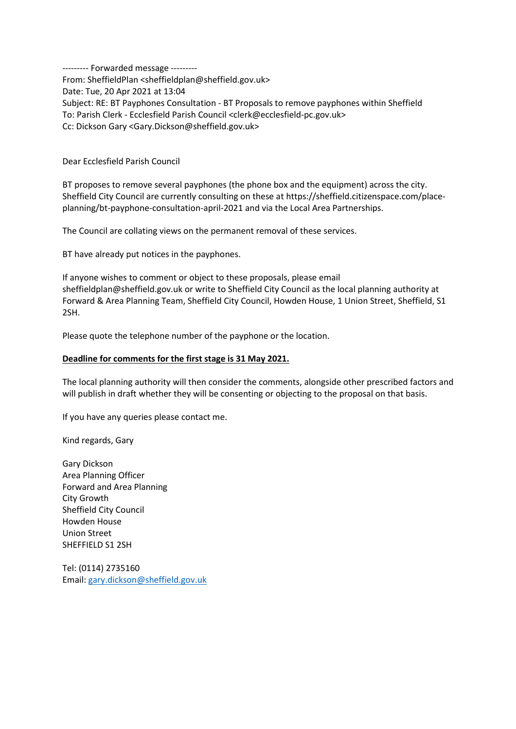--------- Forwarded message ---------
From: SheffieldPlan <sheffieldplan@sheffield.gov.uk>
Date: Tue, 20 Apr 2021 at 13:04
Subject: RE: BT Payphones Consultation - BT Proposals to remove payphones within Sheffield
To: Parish Clerk - Ecclesfield Parish Council <clerk@ecclesfield-pc.gov.uk>
Cc: Dickson Gary <Gary.Dickson@sheffield.gov.uk>

Dear Ecclesfield Parish Council

BT proposes to remove several payphones (the phone box and the equipment) across the city. Sheffield City Council are currently consulting on these at https://sheffield.citizenspace.com/place-planning/bt-payphone-consultation-april-2021 and via the Local Area Partnerships.

The Council are collating views on the permanent removal of these services.

BT have already put notices in the payphones.

If anyone wishes to comment or object to these proposals, please email sheffieldplan@sheffield.gov.uk or write to Sheffield City Council as the local planning authority at Forward & Area Planning Team, Sheffield City Council, Howden House, 1 Union Street, Sheffield, S1 2SH.

Please quote the telephone number of the payphone or the location.

**Deadline for comments for the first stage is 31 May 2021.**

The local planning authority will then consider the comments, alongside other prescribed factors and will publish in draft whether they will be consenting or objecting to the proposal on that basis.

If you have any queries please contact me.

Kind regards, Gary

Gary Dickson
Area Planning Officer
Forward and Area Planning
City Growth
Sheffield City Council
Howden House
Union Street
SHEFFIELD S1 2SH

Tel: (0114) 2735160
Email: gary.dickson@sheffield.gov.uk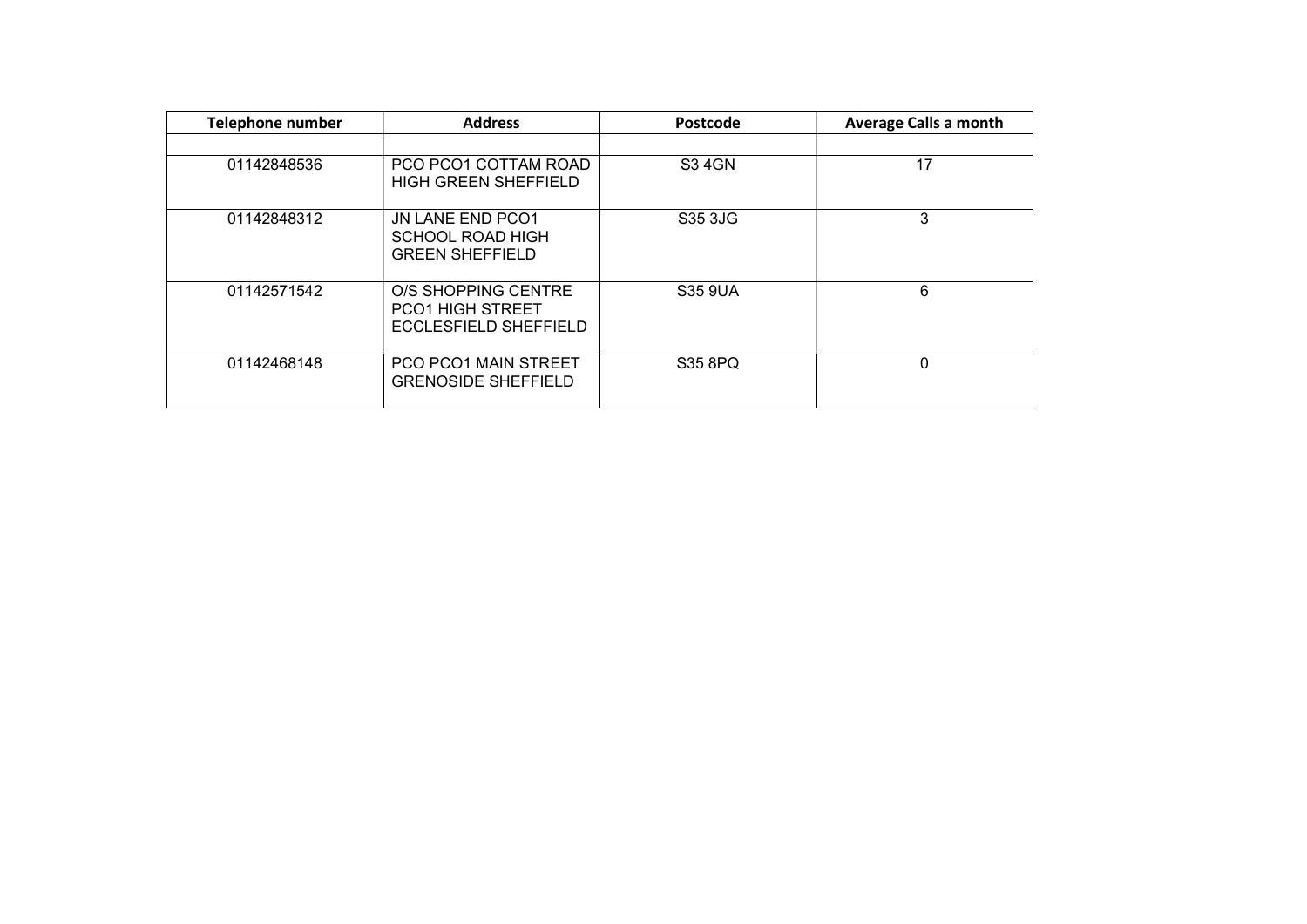| Telephone number | Address | Postcode | Average Calls a month |
|---|---|---|---|
| | | | |
| 01142848536 | PCO PCO1 COTTAM ROAD HIGH GREEN SHEFFIELD | S3 4GN | 17 |
| 01142848312 | JN LANE END PCO1 SCHOOL ROAD HIGH GREEN SHEFFIELD | S35 3JG | 3 |
| 01142571542 | O/S SHOPPING CENTRE PCO1 HIGH STREET ECCLESFIELD SHEFFIELD | S35 9UA | 6 |
| 01142468148 | PCO PCO1 MAIN STREET GRENOSIDE SHEFFIELD | S35 8PQ | 0 |